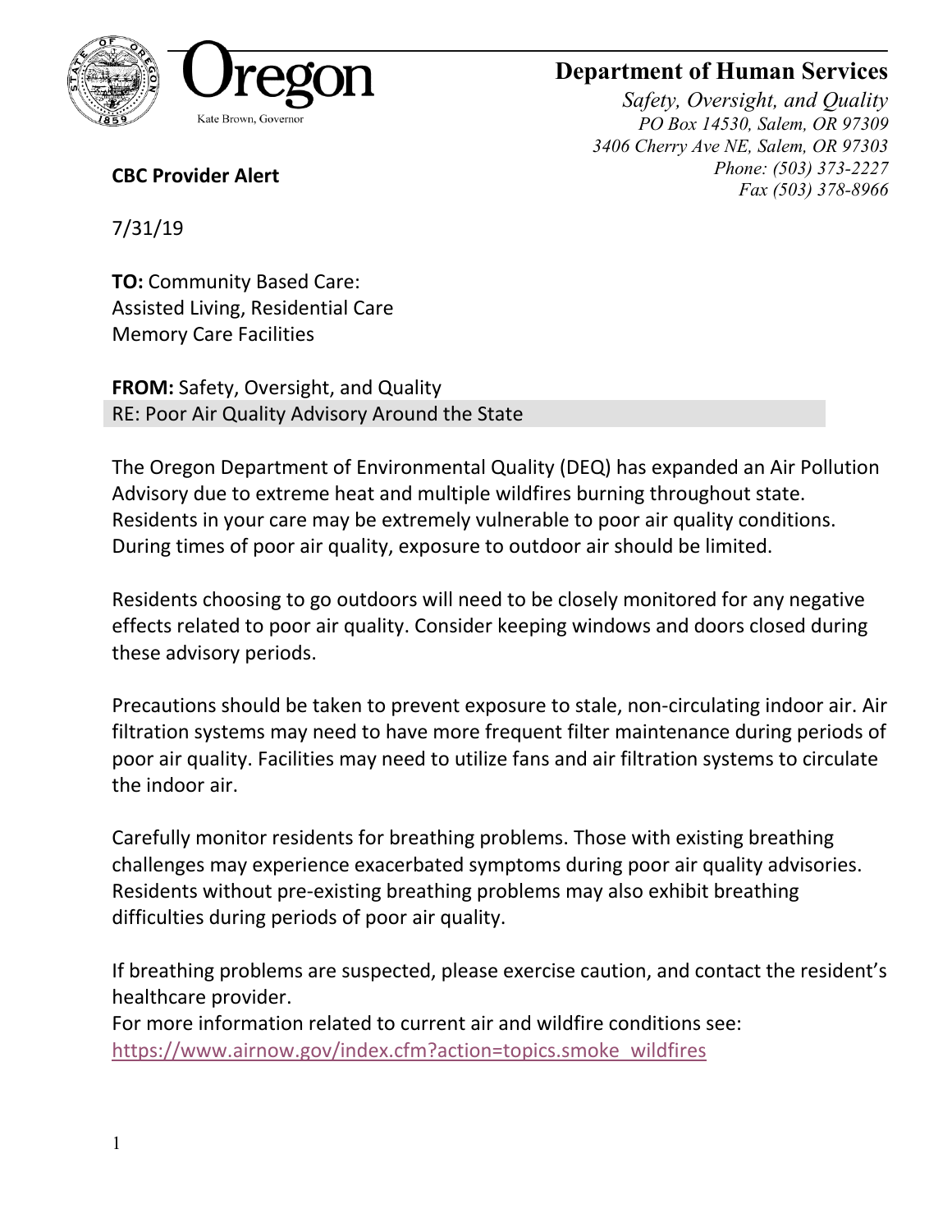Oregon

Kate Brown, Governor

# Department of Human Services

*Safety, Oversight, and Quality*
*PO Box 14530, Salem, OR 97309*
*3406 Cherry Ave NE, Salem, OR 97303*
*Phone: (503) 373-2227*
*Fax (503) 378-8966*

**CBC Provider Alert**

7/31/19

**TO:** Community Based Care:
Assisted Living, Residential Care
Memory Care Facilities

**FROM:** Safety, Oversight, and Quality
RE: Poor Air Quality Advisory Around the State

The Oregon Department of Environmental Quality (DEQ) has expanded an Air Pollution Advisory due to extreme heat and multiple wildfires burning throughout state. Residents in your care may be extremely vulnerable to poor air quality conditions. During times of poor air quality, exposure to outdoor air should be limited.

Residents choosing to go outdoors will need to be closely monitored for any negative effects related to poor air quality. Consider keeping windows and doors closed during these advisory periods.

Precautions should be taken to prevent exposure to stale, non-circulating indoor air. Air filtration systems may need to have more frequent filter maintenance during periods of poor air quality. Facilities may need to utilize fans and air filtration systems to circulate the indoor air.

Carefully monitor residents for breathing problems. Those with existing breathing challenges may experience exacerbated symptoms during poor air quality advisories. Residents without pre-existing breathing problems may also exhibit breathing difficulties during periods of poor air quality.

If breathing problems are suspected, please exercise caution, and contact the resident's healthcare provider.
For more information related to current air and wildfire conditions see:
https://www.airnow.gov/index.cfm?action=topics.smoke_wildfires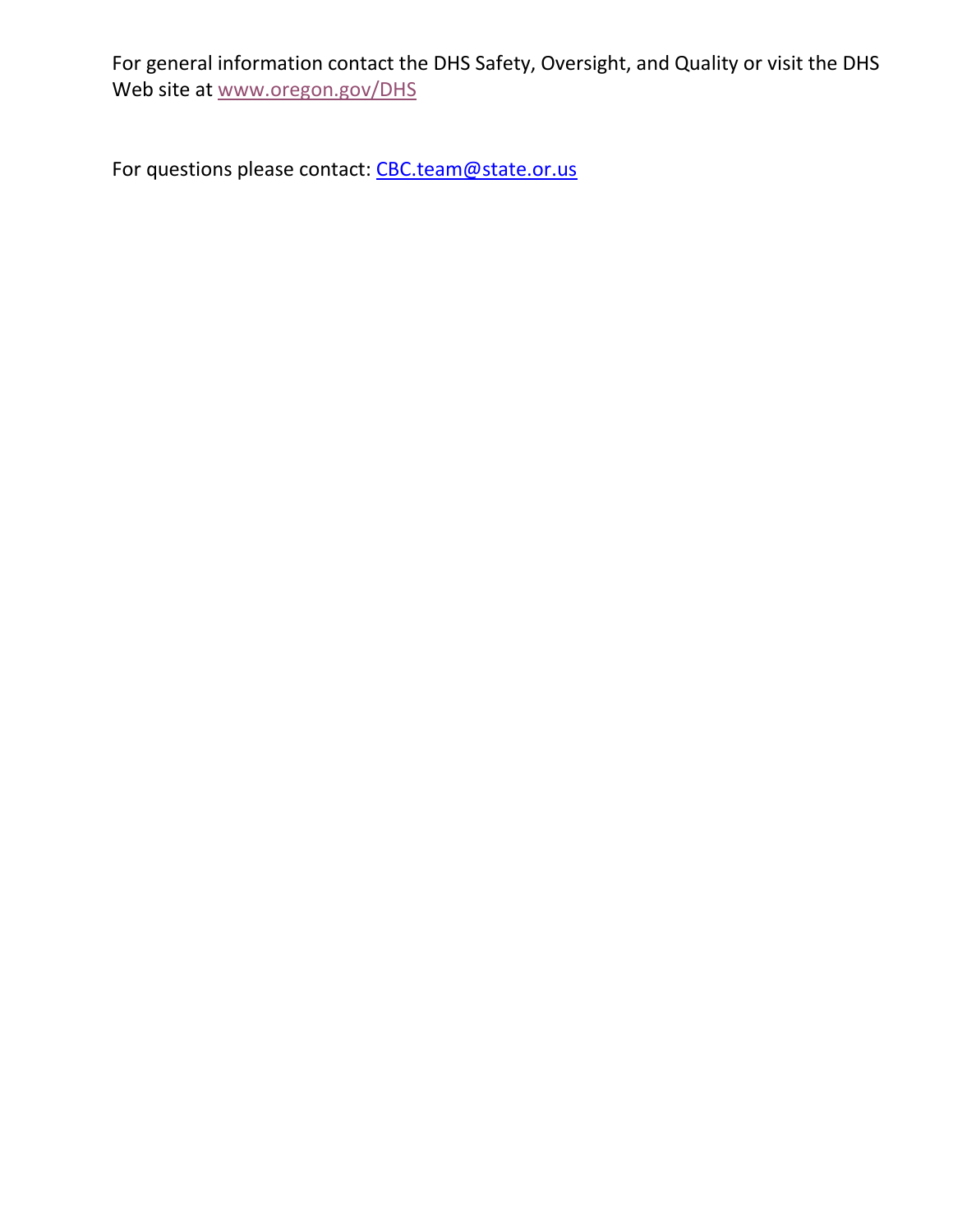For general information contact the DHS Safety, Oversight, and Quality or visit the DHS Web site at www.oregon.gov/DHS

For questions please contact: CBC.team@state.or.us